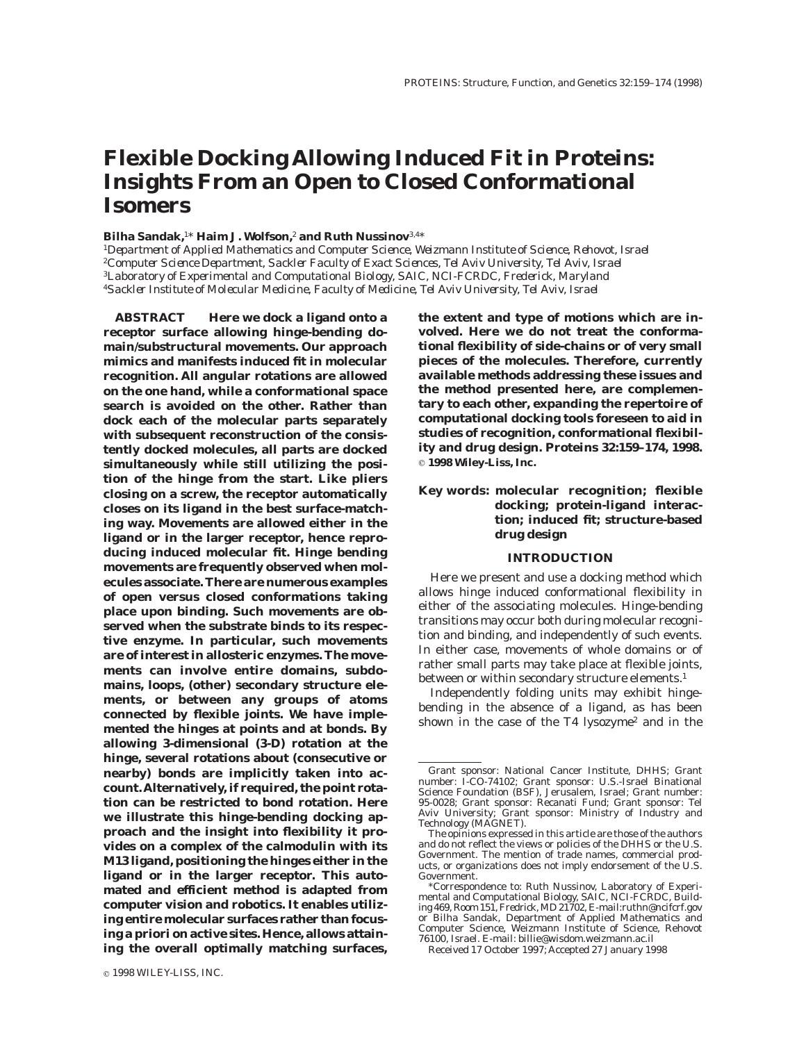# Flexible Docking Allowing Induced Fit in Proteins: Insights From an Open to Closed Conformational Isomers

**Bilha Sandak,[1]* Haim J. Wolfson,[2] and Ruth Nussinov[3,4]***

[1]*Department of Applied Mathematics and Computer Science, Weizmann Institute of Science, Rehovot, Israel*
[2]*Computer Science Department, Sackler Faculty of Exact Sciences, Tel Aviv University, Tel Aviv, Israel*
[3]*Laboratory of Experimental and Computational Biology, SAIC, NCI-FCRDC, Frederick, Maryland*
[4]*Sackler Institute of Molecular Medicine, Faculty of Medicine, Tel Aviv University, Tel Aviv, Israel*

**ABSTRACT** Here we dock a ligand onto a receptor surface allowing hinge-bending domain/substructural movements. Our approach mimics and manifests induced fit in molecular recognition. All angular rotations are allowed on the one hand, while a conformational space search is avoided on the other. Rather than dock each of the molecular parts separately with subsequent reconstruction of the consistently docked molecules, all parts are docked simultaneously while still utilizing the position of the hinge from the start. Like pliers closing on a screw, the receptor automatically closes on its ligand in the best surface-matching way. Movements are allowed either in the ligand or in the larger receptor, hence reproducing induced molecular fit. Hinge bending movements are frequently observed when molecules associate. There are numerous examples of open versus closed conformations taking place upon binding. Such movements are observed when the substrate binds to its respective enzyme. In particular, such movements are of interest in allosteric enzymes. The movements can involve entire domains, subdomains, loops, (other) secondary structure elements, or between any groups of atoms connected by flexible joints. We have implemented the hinges at points and at bonds. By allowing 3-dimensional (3-D) rotation at the hinge, several rotations about (consecutive or nearby) bonds are implicitly taken into account. Alternatively, if required, the point rotation can be restricted to bond rotation. Here we illustrate this hinge-bending docking approach and the insight into flexibility it provides on a complex of the calmodulin with its M13 ligand, positioning the hinges either in the ligand or in the larger receptor. This automated and efficient method is adapted from computer vision and robotics. It enables utilizing entire molecular surfaces rather than focusing a priori on active sites. Hence, allows attaining the overall optimally matching surfaces, the extent and type of motions which are involved. Here we do not treat the conformational flexibility of side-chains or of very small pieces of the molecules. Therefore, currently available methods addressing these issues and the method presented here, are complementary to each other, expanding the repertoire of computational docking tools foreseen to aid in studies of recognition, conformational flexibility and drug design. Proteins 32:159–174, 1998. © 1998 Wiley-Liss, Inc.

**Key words:** molecular recognition; flexible docking; protein-ligand interaction; induced fit; structure-based drug design

## INTRODUCTION

Here we present and use a docking method which allows hinge induced conformational flexibility in either of the associating molecules. Hinge-bending transitions may occur both during molecular recognition and binding, and independently of such events. In either case, movements of whole domains or of rather small parts may take place at flexible joints, between or within secondary structure elements.[1]

Independently folding units may exhibit hinge-bending in the absence of a ligand, as has been shown in the case of the T4 lysozyme[2] and in the

---

Grant sponsor: National Cancer Institute, DHHS; Grant number: I-CO-74102; Grant sponsor: U.S.-Israel Binational Science Foundation (BSF), Jerusalem, Israel; Grant number: 95-0028; Grant sponsor: Recanati Fund; Grant sponsor: Tel Aviv University; Grant sponsor: Ministry of Industry and Technology (MAGNET).

The opinions expressed in this article are those of the authors and do not reflect the views or policies of the DHHS or the U.S. Government. The mention of trade names, commercial products, or organizations does not imply endorsement of the U.S. Government.

*Correspondence to: Ruth Nussinov, Laboratory of Experimental and Computational Biology, SAIC, NCI-FCRDC, Building 469, Room 151, Fredrick, MD 21702, E-mail:ruthn@ncifcrf.gov or Bilha Sandak, Department of Applied Mathematics and Computer Science, Weizmann Institute of Science, Rehovot 76100, Israel. E-mail: billie@wisdom.weizmann.ac.il

Received 17 October 1997; Accepted 27 January 1998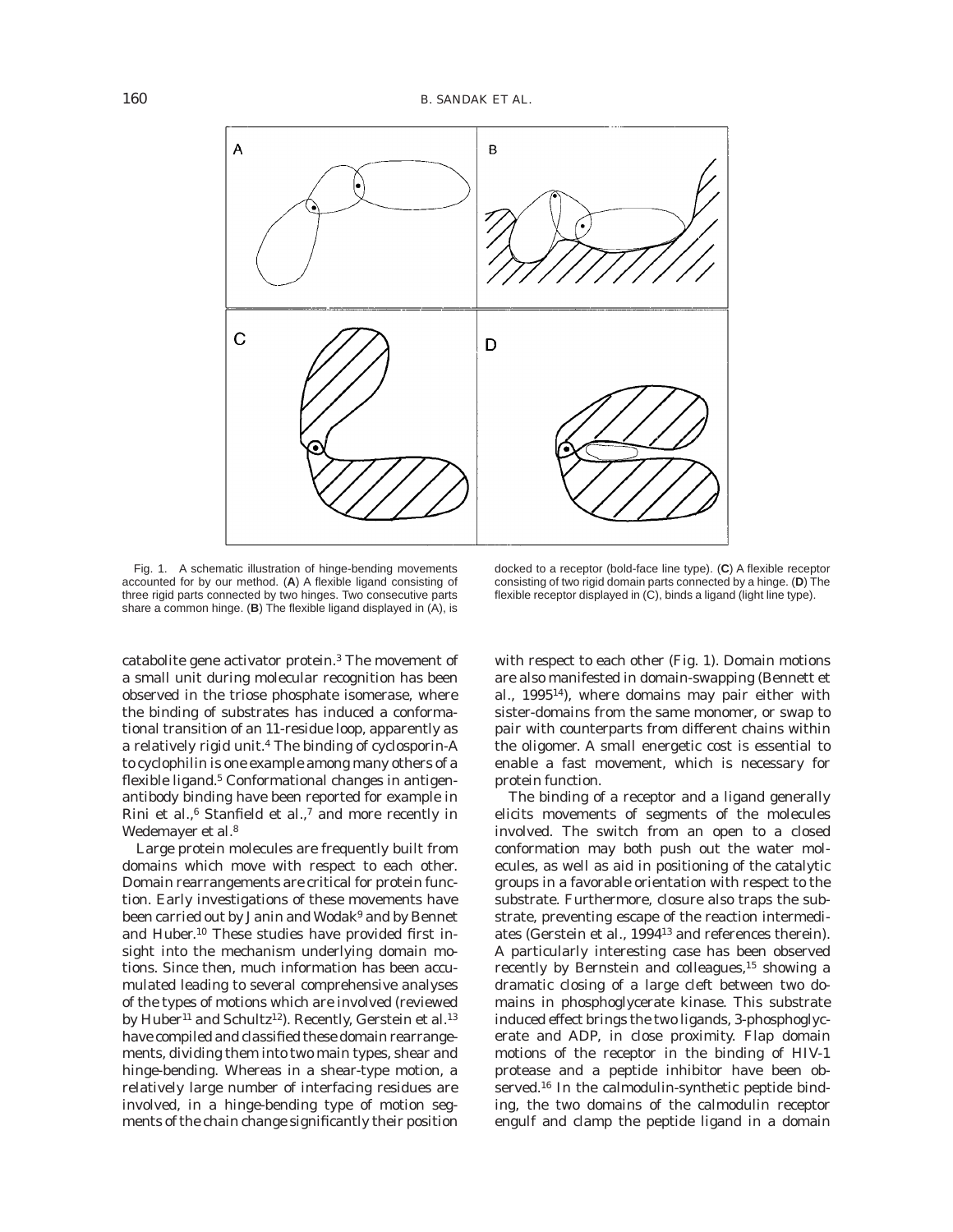Fig. 1. A schematic illustration of hinge-bending movements accounted for by our method. (**A**) A flexible ligand consisting of three rigid parts connected by two hinges. Two consecutive parts share a common hinge. (**B**) The flexible ligand displayed in (A), is docked to a receptor (bold-face line type). (**C**) A flexible receptor consisting of two rigid domain parts connected by a hinge. (**D**) The flexible receptor displayed in (C), binds a ligand (light line type).

catabolite gene activator protein.[3] The movement of a small unit during molecular recognition has been observed in the triose phosphate isomerase, where the binding of substrates has induced a conformational transition of an 11-residue loop, apparently as a relatively rigid unit.[4] The binding of cyclosporin-A to cyclophilin is one example among many others of a flexible ligand.[5] Conformational changes in antigen-antibody binding have been reported for example in Rini et al.,[6] Stanfield et al.,[7] and more recently in Wedemayer et al.[8]

Large protein molecules are frequently built from domains which move with respect to each other. Domain rearrangements are critical for protein function. Early investigations of these movements have been carried out by Janin and Wodak[9] and by Bennet and Huber.[10] These studies have provided first insight into the mechanism underlying domain motions. Since then, much information has been accumulated leading to several comprehensive analyses of the types of motions which are involved (reviewed by Huber[11] and Schultz[12]). Recently, Gerstein et al.[13] have compiled and classified these domain rearrangements, dividing them into two main types, shear and hinge-bending. Whereas in a shear-type motion, a relatively large number of interfacing residues are involved, in a hinge-bending type of motion segments of the chain change significantly their position with respect to each other (Fig. 1). Domain motions are also manifested in domain-swapping (Bennett et al., 1995[14]), where domains may pair either with sister-domains from the same monomer, or swap to pair with counterparts from different chains within the oligomer. A small energetic cost is essential to enable a fast movement, which is necessary for protein function.

The binding of a receptor and a ligand generally elicits movements of segments of the molecules involved. The switch from an open to a closed conformation may both push out the water molecules, as well as aid in positioning of the catalytic groups in a favorable orientation with respect to the substrate. Furthermore, closure also traps the substrate, preventing escape of the reaction intermediates (Gerstein et al., 1994[13] and references therein). A particularly interesting case has been observed recently by Bernstein and colleagues,[15] showing a dramatic closing of a large cleft between two domains in phosphoglycerate kinase. This substrate induced effect brings the two ligands, 3-phosphoglycerate and ADP, in close proximity. Flap domain motions of the receptor in the binding of HIV-1 protease and a peptide inhibitor have been observed.[16] In the calmodulin-synthetic peptide binding, the two domains of the calmodulin receptor engulf and clamp the peptide ligand in a domain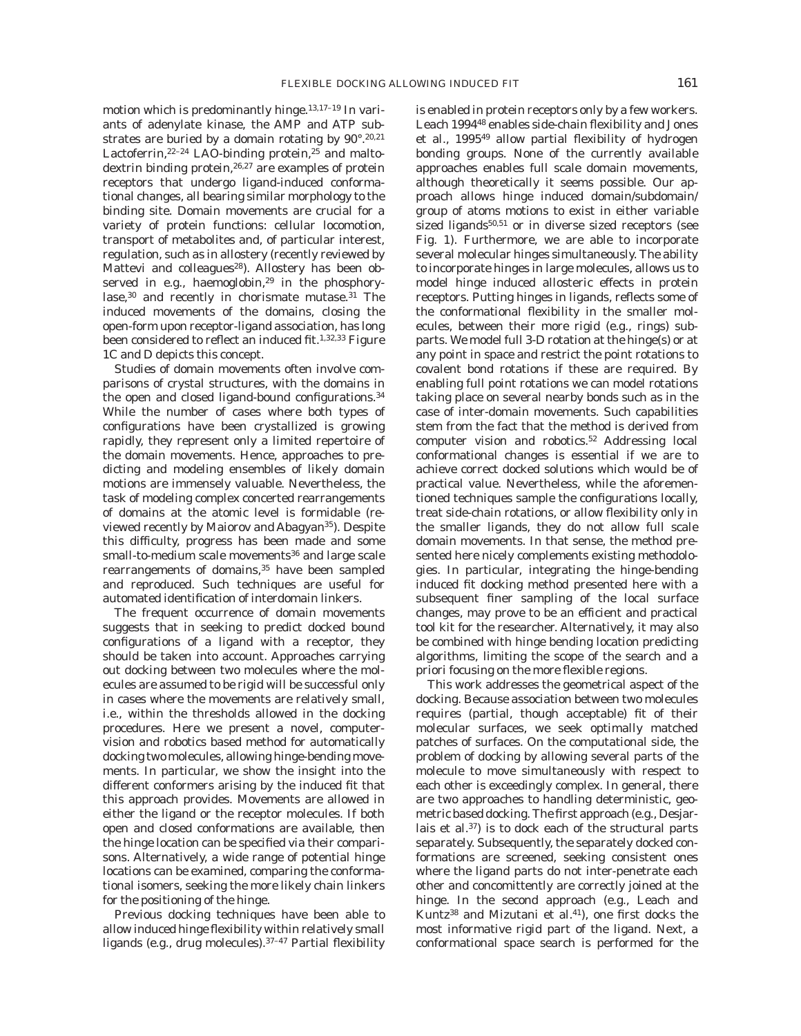motion which is predominantly hinge.[13,17–19] In variants of adenylate kinase, the AMP and ATP substrates are buried by a domain rotating by 90°.[20,21] Lactoferrin,[22–24] LAO-binding protein,[25] and maltodextrin binding protein,[26,27] are examples of protein receptors that undergo ligand-induced conformational changes, all bearing similar morphology to the binding site. Domain movements are crucial for a variety of protein functions: cellular locomotion, transport of metabolites and, of particular interest, regulation, such as in allostery (recently reviewed by Mattevi and colleagues[28]). Allostery has been observed in e.g., haemoglobin,[29] in the phosphorylase,[30] and recently in chorismate mutase.[31] The induced movements of the domains, closing the open-form upon receptor-ligand association, has long been considered to reflect an induced fit.[1,32,33] Figure 1C and D depicts this concept.

Studies of domain movements often involve comparisons of crystal structures, with the domains in the open and closed ligand-bound configurations.[34] While the number of cases where both types of configurations have been crystallized is growing rapidly, they represent only a limited repertoire of the domain movements. Hence, approaches to predicting and modeling ensembles of likely domain motions are immensely valuable. Nevertheless, the task of modeling complex concerted rearrangements of domains at the atomic level is formidable (reviewed recently by Maiorov and Abagyan[35]). Despite this difficulty, progress has been made and some small-to-medium scale movements[36] and large scale rearrangements of domains,[35] have been sampled and reproduced. Such techniques are useful for automated identification of interdomain linkers.

The frequent occurrence of domain movements suggests that in seeking to predict docked bound configurations of a ligand with a receptor, they should be taken into account. Approaches carrying out docking between two molecules where the molecules are assumed to be rigid will be successful only in cases where the movements are relatively small, i.e., within the thresholds allowed in the docking procedures. Here we present a novel, computer-vision and robotics based method for automatically docking two molecules, allowing hinge-bending movements. In particular, we show the insight into the different conformers arising by the induced fit that this approach provides. Movements are allowed in either the ligand or the receptor molecules. If both open and closed conformations are available, then the hinge location can be specified via their comparisons. Alternatively, a wide range of potential hinge locations can be examined, comparing the conformational isomers, seeking the more likely chain linkers for the positioning of the hinge.

Previous docking techniques have been able to allow induced hinge flexibility within relatively small ligands (e.g., drug molecules).[37–47] Partial flexibility is enabled in protein receptors only by a few workers. Leach 1994[48] enables side-chain flexibility and Jones et al., 1995[49] allow partial flexibility of hydrogen bonding groups. None of the currently available approaches enables full scale domain movements, although theoretically it seems possible. Our approach allows hinge induced domain/subdomain/group of atoms motions to exist in either variable sized ligands[50,51] or in diverse sized receptors (see Fig. 1). Furthermore, we are able to incorporate several molecular hinges simultaneously. The ability to incorporate hinges in large molecules, allows us to model hinge induced allosteric effects in protein receptors. Putting hinges in ligands, reflects some of the conformational flexibility in the smaller molecules, between their more rigid (e.g., rings) subparts. We model full 3-D rotation at the hinge(s) or at any point in space and restrict the point rotations to covalent bond rotations if these are required. By enabling full point rotations we can model rotations taking place on several nearby bonds such as in the case of inter-domain movements. Such capabilities stem from the fact that the method is derived from computer vision and robotics.[52] Addressing local conformational changes is essential if we are to achieve correct docked solutions which would be of practical value. Nevertheless, while the aforementioned techniques sample the configurations locally, treat side-chain rotations, or allow flexibility only in the smaller ligands, they do not allow full scale domain movements. In that sense, the method presented here nicely complements existing methodologies. In particular, integrating the hinge-bending induced fit docking method presented here with a subsequent finer sampling of the local surface changes, may prove to be an efficient and practical tool kit for the researcher. Alternatively, it may also be combined with hinge bending location predicting algorithms, limiting the scope of the search and a priori focusing on the more flexible regions.

This work addresses the geometrical aspect of the docking. Because association between two molecules requires (partial, though acceptable) fit of their molecular surfaces, we seek optimally matched patches of surfaces. On the computational side, the problem of docking by allowing several parts of the molecule to move simultaneously with respect to each other is exceedingly complex. In general, there are two approaches to handling deterministic, geometric based docking. The first approach (e.g., Desjarlais et al.[37]) is to dock each of the structural parts separately. Subsequently, the separately docked conformations are screened, seeking consistent ones where the ligand parts do not inter-penetrate each other and concomittently are correctly joined at the hinge. In the second approach (e.g., Leach and Kuntz[38] and Mizutani et al.[41]), one first docks the most informative rigid part of the ligand. Next, a conformational space search is performed for the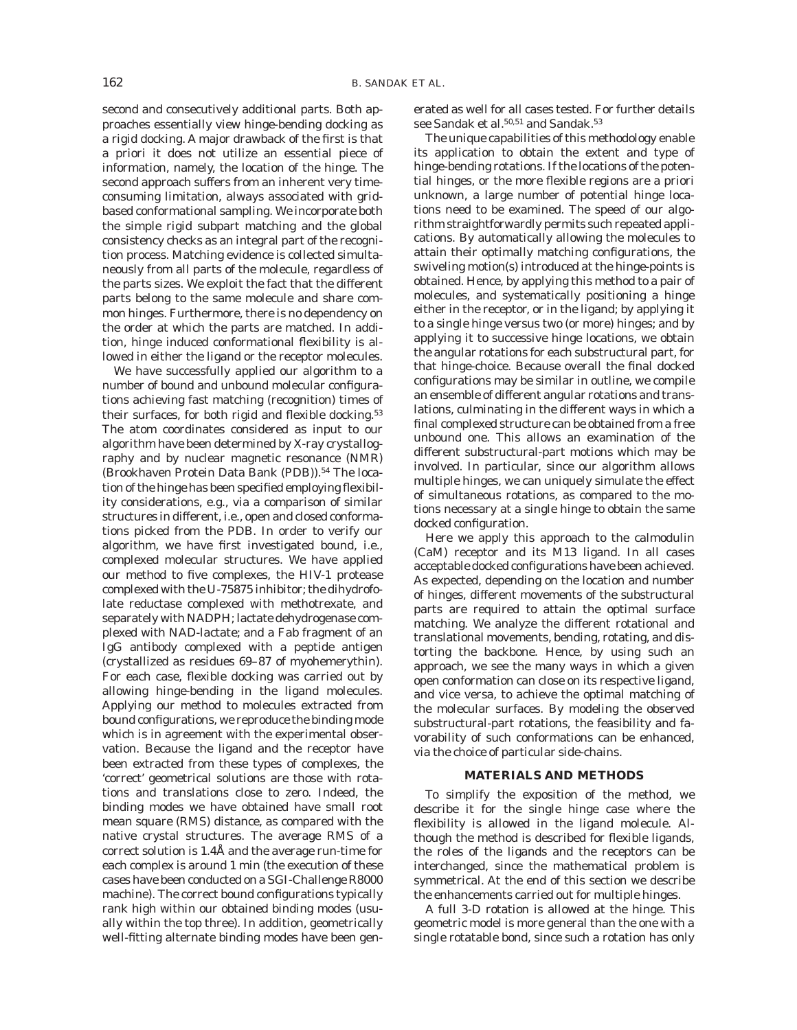second and consecutively additional parts. Both approaches essentially view hinge-bending docking as a rigid docking. A major drawback of the first is that a priori it does not utilize an essential piece of information, namely, the location of the hinge. The second approach suffers from an inherent very time-consuming limitation, always associated with grid-based conformational sampling. We incorporate both the simple rigid subpart matching and the global consistency checks as an integral part of the recognition process. Matching evidence is collected simultaneously from all parts of the molecule, regardless of the parts sizes. We exploit the fact that the different parts belong to the same molecule and share common hinges. Furthermore, there is no dependency on the order at which the parts are matched. In addition, hinge induced conformational flexibility is allowed in either the ligand or the receptor molecules.

We have successfully applied our algorithm to a number of bound and unbound molecular configurations achieving fast matching (recognition) times of their surfaces, for both rigid and flexible docking.[53] The atom coordinates considered as input to our algorithm have been determined by X-ray crystallography and by nuclear magnetic resonance (NMR) (Brookhaven Protein Data Bank (PDB)).[54] The location of the hinge has been specified employing flexibility considerations, e.g., via a comparison of similar structures in different, i.e., open and closed conformations picked from the PDB. In order to verify our algorithm, we have first investigated bound, i.e., complexed molecular structures. We have applied our method to five complexes, the HIV-1 protease complexed with the U-75875 inhibitor; the dihydrofolate reductase complexed with methotrexate, and separately with NADPH; lactate dehydrogenase complexed with NAD-lactate; and a Fab fragment of an IgG antibody complexed with a peptide antigen (crystallized as residues 69–87 of myohemerythin). For each case, flexible docking was carried out by allowing hinge-bending in the ligand molecules. Applying our method to molecules extracted from bound configurations, we reproduce the binding mode which is in agreement with the experimental observation. Because the ligand and the receptor have been extracted from these types of complexes, the 'correct' geometrical solutions are those with rotations and translations close to zero. Indeed, the binding modes we have obtained have small root mean square (RMS) distance, as compared with the native crystal structures. The average RMS of a correct solution is 1.4Å and the average run-time for each complex is around 1 min (the execution of these cases have been conducted on a SGI-Challenge R8000 machine). The correct bound configurations typically rank high within our obtained binding modes (usually within the top three). In addition, geometrically well-fitting alternate binding modes have been generated as well for all cases tested. For further details see Sandak et al.[50,51] and Sandak.[53]

The unique capabilities of this methodology enable its application to obtain the extent and type of hinge-bending rotations. If the locations of the potential hinges, or the more flexible regions are a priori unknown, a large number of potential hinge locations need to be examined. The speed of our algorithm straightforwardly permits such repeated applications. By automatically allowing the molecules to attain their optimally matching configurations, the swiveling motion(s) introduced at the hinge-points is obtained. Hence, by applying this method to a pair of molecules, and systematically positioning a hinge either in the receptor, or in the ligand; by applying it to a single hinge versus two (or more) hinges; and by applying it to successive hinge locations, we obtain the angular rotations for each substructural part, for that hinge-choice. Because overall the final docked configurations may be similar in outline, we compile an ensemble of different angular rotations and translations, culminating in the different ways in which a final complexed structure can be obtained from a free unbound one. This allows an examination of the different substructural-part motions which may be involved. In particular, since our algorithm allows multiple hinges, we can uniquely simulate the effect of simultaneous rotations, as compared to the motions necessary at a single hinge to obtain the same docked configuration.

Here we apply this approach to the calmodulin (CaM) receptor and its M13 ligand. In all cases acceptable docked configurations have been achieved. As expected, depending on the location and number of hinges, different movements of the substructural parts are required to attain the optimal surface matching. We analyze the different rotational and translational movements, bending, rotating, and distorting the backbone. Hence, by using such an approach, we see the many ways in which a given open conformation can close on its respective ligand, and vice versa, to achieve the optimal matching of the molecular surfaces. By modeling the observed substructural-part rotations, the feasibility and favorability of such conformations can be enhanced, via the choice of particular side-chains.

## MATERIALS AND METHODS

To simplify the exposition of the method, we describe it for the single hinge case where the flexibility is allowed in the ligand molecule. Although the method is described for flexible ligands, the roles of the ligands and the receptors can be interchanged, since the mathematical problem is symmetrical. At the end of this section we describe the enhancements carried out for multiple hinges.

A full 3-D rotation is allowed at the hinge. This geometric model is more general than the one with a single rotatable bond, since such a rotation has only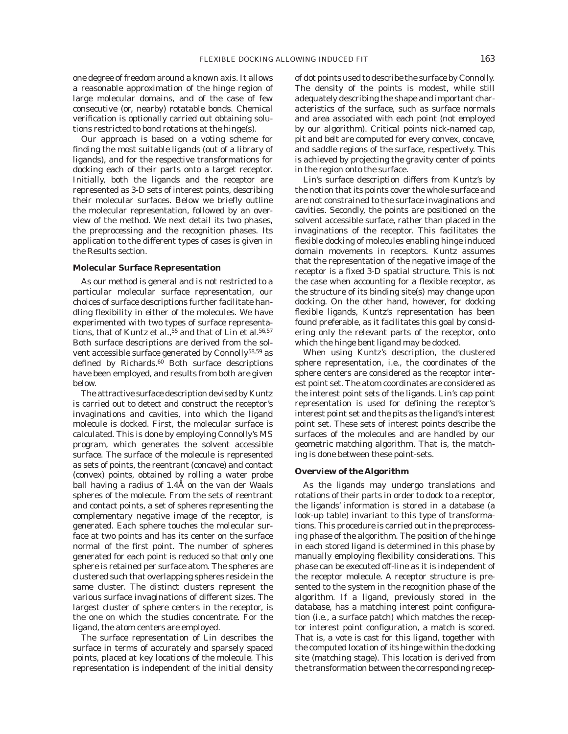one degree of freedom around a known axis. It allows a reasonable approximation of the hinge region of large molecular domains, and of the case of few consecutive (or, nearby) rotatable bonds. Chemical verification is optionally carried out obtaining solutions restricted to bond rotations at the hinge(s).

Our approach is based on a voting scheme for finding the most suitable ligands (out of a library of ligands), and for the respective transformations for docking each of their parts onto a target receptor. Initially, both the ligands and the receptor are represented as 3-D sets of interest points, describing their molecular surfaces. Below we briefly outline the molecular representation, followed by an overview of the method. We next detail its two phases, the preprocessing and the recognition phases. Its application to the different types of cases is given in the Results section.

### Molecular Surface Representation

As our method is general and is not restricted to a particular molecular surface representation, our choices of surface descriptions further facilitate handling flexibility in either of the molecules. We have experimented with two types of surface representations, that of Kuntz et al.,[55] and that of Lin et al.[56,57] Both surface descriptions are derived from the solvent accessible surface generated by Connolly[58,59] as defined by Richards.[60] Both surface descriptions have been employed, and results from both are given below.

The attractive surface description devised by Kuntz is carried out to detect and construct the receptor's invaginations and cavities, into which the ligand molecule is docked. First, the molecular surface is calculated. This is done by employing Connolly's MS program, which generates the solvent accessible surface. The surface of the molecule is represented as sets of points, the reentrant (concave) and contact (convex) points, obtained by rolling a water probe ball having a radius of 1.4Å on the van der Waals spheres of the molecule. From the sets of reentrant and contact points, a set of spheres representing the complementary negative image of the receptor, is generated. Each sphere touches the molecular surface at two points and has its center on the surface normal of the first point. The number of spheres generated for each point is reduced so that only one sphere is retained per surface atom. The spheres are clustered such that overlapping spheres reside in the same cluster. The distinct clusters represent the various surface invaginations of different sizes. The largest cluster of sphere centers in the receptor, is the one on which the studies concentrate. For the ligand, the atom centers are employed.

The surface representation of Lin describes the surface in terms of accurately and sparsely spaced points, placed at key locations of the molecule. This representation is independent of the initial density of dot points used to describe the surface by Connolly. The density of the points is modest, while still adequately describing the shape and important characteristics of the surface, such as surface normals and area associated with each point (not employed by our algorithm). Critical points nick-named cap, pit and belt are computed for every convex, concave, and saddle regions of the surface, respectively. This is achieved by projecting the gravity center of points in the region onto the surface.

Lin's surface description differs from Kuntz's by the notion that its points cover the whole surface and are not constrained to the surface invaginations and cavities. Secondly, the points are positioned on the solvent accessible surface, rather than placed in the invaginations of the receptor. This facilitates the flexible docking of molecules enabling hinge induced domain movements in receptors. Kuntz assumes that the representation of the negative image of the receptor is a fixed 3-D spatial structure. This is not the case when accounting for a flexible receptor, as the structure of its binding site(s) may change upon docking. On the other hand, however, for docking flexible ligands, Kuntz's representation has been found preferable, as it facilitates this goal by considering only the relevant parts of the receptor, onto which the hinge bent ligand may be docked.

When using Kuntz's description, the clustered sphere representation, i.e., the coordinates of the sphere centers are considered as the receptor interest point set. The atom coordinates are considered as the interest point sets of the ligands. Lin's cap point representation is used for defining the receptor's interest point set and the pits as the ligand's interest point set. These sets of interest points describe the surfaces of the molecules and are handled by our geometric matching algorithm. That is, the matching is done between these point-sets.

### Overview of the Algorithm

As the ligands may undergo translations and rotations of their parts in order to dock to a receptor, the ligands' information is stored in a database (a look-up table) invariant to this type of transformations. This procedure is carried out in the *preprocessing* phase of the algorithm. The position of the hinge in each stored ligand is determined in this phase by manually employing flexibility considerations. This phase can be executed off-line as it is independent of the receptor molecule. A receptor structure is presented to the system in the *recognition* phase of the algorithm. If a ligand, previously stored in the database, has a matching interest point configuration (i.e., a surface patch) which matches the receptor interest point configuration, a match is scored. That is, a vote is cast for this ligand, together with the computed location of its hinge within the docking site (matching stage). This location is derived from the transformation between the corresponding recep-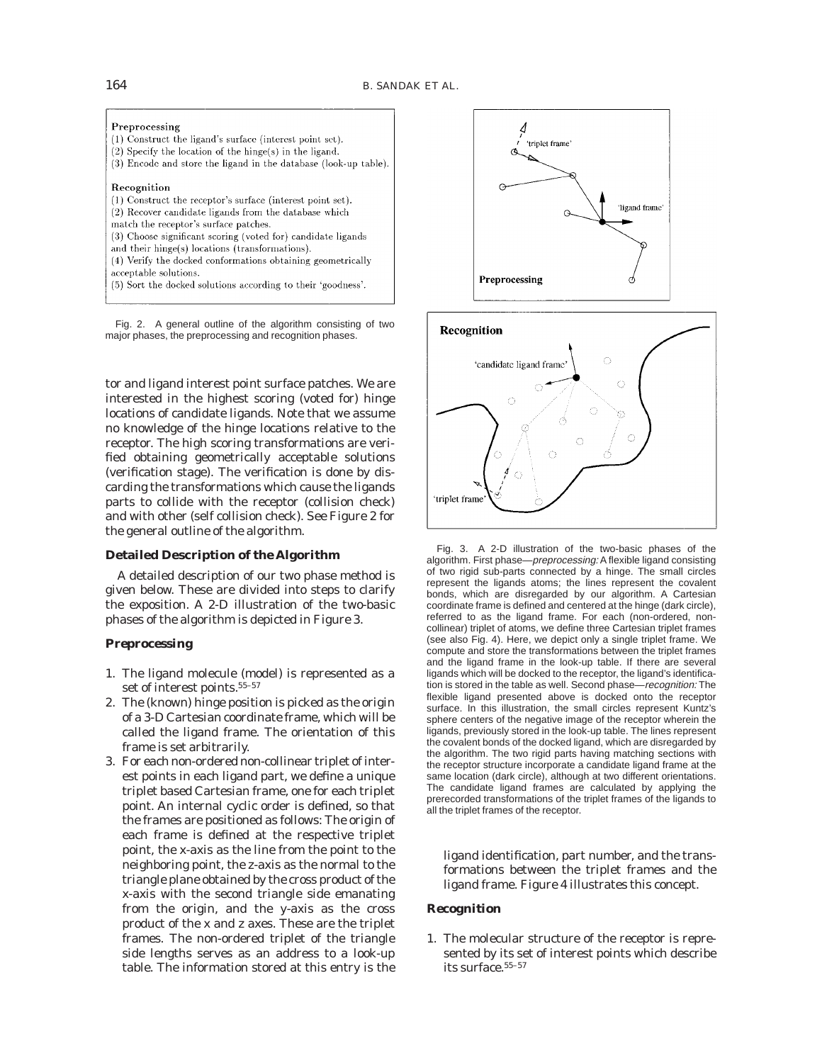Preprocessing

(1) Construct the ligand's surface (interest point set).

(2) Specify the location of the hinge(s) in the ligand.

(3) Encode and store the ligand in the database (look-up table).

Recognition

(1) Construct the receptor's surface (interest point set).

(2) Recover candidate ligands from the database which match the receptor's surface patches.

(3) Choose significant scoring (voted for) candidate ligands and their hinge(s) locations (transformations).

(4) Verify the docked conformations obtaining geometrically acceptable solutions.

(5) Sort the docked solutions according to their 'goodness'.

Fig. 2. A general outline of the algorithm consisting of two major phases, the preprocessing and recognition phases.

tor and ligand interest point surface patches. We are interested in the highest scoring (voted for) hinge locations of candidate ligands. Note that we assume no knowledge of the hinge locations relative to the receptor. The high scoring transformations are verified obtaining geometrically acceptable solutions (verification stage). The verification is done by discarding the transformations which cause the ligands parts to collide with the receptor (collision check) and with other (self collision check). See Figure 2 for the general outline of the algorithm.

### Detailed Description of the Algorithm

A detailed description of our two phase method is given below. These are divided into steps to clarify the exposition. A 2-D illustration of the two-basic phases of the algorithm is depicted in Figure 3.

### Preprocessing

1. The ligand molecule (model) is represented as a set of interest points.[55–57]
2. The (known) hinge position is picked as the origin of a 3-D Cartesian coordinate frame, which will be called the ligand frame. The orientation of this frame is set arbitrarily.
3. For each non-ordered non-collinear triplet of interest points in each ligand part, we define a unique triplet based Cartesian frame, one for each triplet point. An internal cyclic order is defined, so that the frames are positioned as follows: The origin of each frame is defined at the respective triplet point, the x-axis as the line from the point to the neighboring point, the z-axis as the normal to the triangle plane obtained by the cross product of the x-axis with the second triangle side emanating from the origin, and the y-axis as the cross product of the x and z axes. These are the triplet frames. The non-ordered triplet of the triangle side lengths serves as an address to a look-up table. The information stored at this entry is the ligand identification, part number, and the transformations between the triplet frames and the ligand frame. Figure 4 illustrates this concept.

Preprocessing

'triplet frame'

'ligand frame'

Recognition

'candidate ligand frame'

'triplet frame'

Fig. 3. A 2-D illustration of the two-basic phases of the algorithm. First phase—*preprocessing:* A flexible ligand consisting of two rigid sub-parts connected by a hinge. The small circles represent the ligands atoms; the lines represent the covalent bonds, which are disregarded by our algorithm. A Cartesian coordinate frame is defined and centered at the hinge (dark circle), referred to as the ligand frame. For each (non-ordered, non-collinear) triplet of atoms, we define three Cartesian triplet frames (see also Fig. 4). Here, we depict only a single triplet frame. We compute and store the transformations between the triplet frames and the ligand frame in the look-up table. If there are several ligands which will be docked to the receptor, the ligand's identification is stored in the table as well. Second phase—*recognition:* The flexible ligand presented above is docked onto the receptor surface. In this illustration, the small circles represent Kuntz's sphere centers of the negative image of the receptor wherein the ligands, previously stored in the look-up table. The lines represent the covalent bonds of the docked ligand, which are disregarded by the algorithm. The two rigid parts having matching sections with the receptor structure incorporate a candidate ligand frame at the same location (dark circle), although at two different orientations. The candidate ligand frames are calculated by applying the prerecorded transformations of the triplet frames of the ligands to all the triplet frames of the receptor.

### Recognition

1. The molecular structure of the receptor is represented by its set of interest points which describe its surface.[55–57]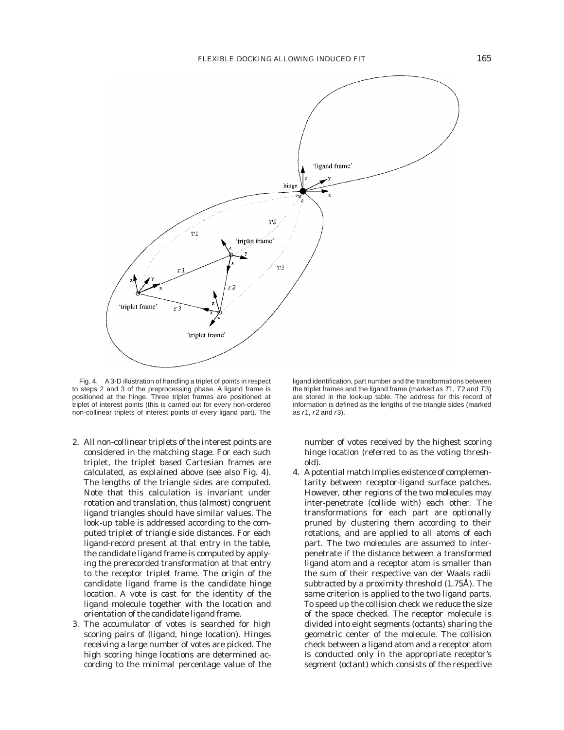'ligand frame'

hinge

z

y

x

T1

T2

T3

'triplet frame'

r1

r2

r3

'triplet frame'

'triplet frame'

Fig. 4. A 3-D illustration of handling a triplet of points in respect to steps 2 and 3 of the preprocessing phase. A ligand frame is positioned at the hinge. Three triplet frames are positioned at triplet of interest points (this is carried out for every non-ordered non-collinear triplets of interest points of every ligand part). The ligand identification, part number and the transformations between the triplet frames and the ligand frame (marked as *T*1, *T*2 and *T*3) are stored in the look-up table. The address for this record of information is defined as the lengths of the triangle sides (marked as *r*1, *r*2 and *r*3).

2. All non-collinear triplets of the interest points are considered in the matching stage. For each such triplet, the triplet based Cartesian frames are calculated, as explained above (see also Fig. 4). The lengths of the triangle sides are computed. Note that this calculation is invariant under rotation and translation, thus (almost) congruent ligand triangles should have similar values. The look-up table is addressed according to the computed triplet of triangle side distances. For each ligand-record present at that entry in the table, the candidate ligand frame is computed by applying the prerecorded transformation at that entry to the receptor triplet frame. The origin of the candidate ligand frame is the candidate hinge location. A vote is cast for the identity of the ligand molecule together with the location and orientation of the candidate ligand frame.
3. The accumulator of votes is searched for high scoring pairs of (ligand, hinge location). Hinges receiving a large number of votes are picked. The high scoring hinge locations are determined according to the minimal percentage value of the number of votes received by the highest scoring hinge location (referred to as the voting threshold).
4. A potential match implies existence of complementarity between receptor-ligand surface patches. However, other regions of the two molecules may inter-penetrate (collide with) each other. The transformations for each part are optionally pruned by clustering them according to their rotations, and are applied to all atoms of each part. The two molecules are assumed to interpenetrate if the distance between a transformed ligand atom and a receptor atom is smaller than the sum of their respective van der Waals radii subtracted by a proximity threshold (1.75Å). The same criterion is applied to the two ligand parts. To speed up the collision check we reduce the size of the space checked. The receptor molecule is divided into eight segments (octants) sharing the geometric center of the molecule. The collision check between a ligand atom and a receptor atom is conducted only in the appropriate receptor's segment (octant) which consists of the respective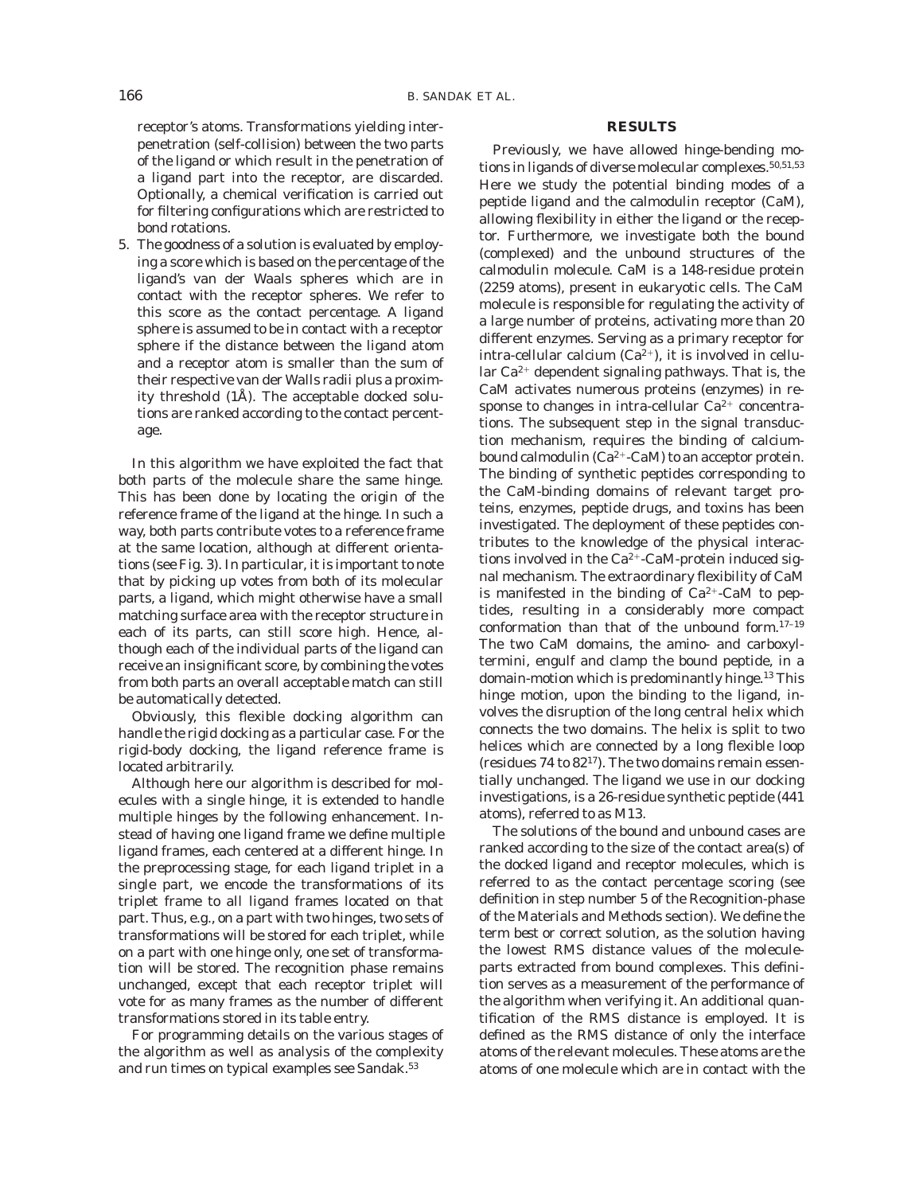receptor's atoms. Transformations yielding interpenetration (self-collision) between the two parts of the ligand or which result in the penetration of a ligand part into the receptor, are discarded. Optionally, a chemical verification is carried out for filtering configurations which are restricted to bond rotations.

5. The goodness of a solution is evaluated by employing a score which is based on the percentage of the ligand's van der Waals spheres which are in contact with the receptor spheres. We refer to this score as the contact percentage. A ligand sphere is assumed to be in contact with a receptor sphere if the distance between the ligand atom and a receptor atom is smaller than the sum of their respective van der Walls radii plus a proximity threshold (1Å). The acceptable docked solutions are ranked according to the contact percentage.

In this algorithm we have exploited the fact that both parts of the molecule share the same hinge. This has been done by locating the origin of the reference frame of the ligand at the hinge. In such a way, both parts contribute votes to a reference frame at the same location, although at different orientations (see Fig. 3). In particular, it is important to note that by picking up votes from both of its molecular parts, a ligand, which might otherwise have a small matching surface area with the receptor structure in each of its parts, can still score high. Hence, although each of the individual parts of the ligand can receive an insignificant score, by combining the votes from both parts an overall acceptable match can still be automatically detected.

Obviously, this flexible docking algorithm can handle the rigid docking as a particular case. For the rigid-body docking, the ligand reference frame is located arbitrarily.

Although here our algorithm is described for molecules with a single hinge, it is extended to handle multiple hinges by the following enhancement. Instead of having one ligand frame we define multiple ligand frames, each centered at a different hinge. In the preprocessing stage, for each ligand triplet in a single part, we encode the transformations of its triplet frame to all ligand frames located on that part. Thus, e.g., on a part with two hinges, two sets of transformations will be stored for each triplet, while on a part with one hinge only, one set of transformation will be stored. The recognition phase remains unchanged, except that each receptor triplet will vote for as many frames as the number of different transformations stored in its table entry.

For programming details on the various stages of the algorithm as well as analysis of the complexity and run times on typical examples see Sandak.[53]

## RESULTS

Previously, we have allowed hinge-bending motions in ligands of diverse molecular complexes.[50,51,53] Here we study the potential binding modes of a peptide ligand and the calmodulin receptor (CaM), allowing flexibility in either the ligand or the receptor. Furthermore, we investigate both the bound (complexed) and the unbound structures of the calmodulin molecule. CaM is a 148-residue protein (2259 atoms), present in eukaryotic cells. The CaM molecule is responsible for regulating the activity of a large number of proteins, activating more than 20 different enzymes. Serving as a primary receptor for intra-cellular calcium ($Ca^{2+}$), it is involved in cellular $Ca^{2+}$ dependent signaling pathways. That is, the CaM activates numerous proteins (enzymes) in response to changes in intra-cellular $Ca^{2+}$ concentrations. The subsequent step in the signal transduction mechanism, requires the binding of calcium-bound calmodulin ($Ca^{2+}$-CaM) to an acceptor protein. The binding of synthetic peptides corresponding to the CaM-binding domains of relevant target proteins, enzymes, peptide drugs, and toxins has been investigated. The deployment of these peptides contributes to the knowledge of the physical interactions involved in the $Ca^{2+}$-CaM-protein induced signal mechanism. The extraordinary flexibility of CaM is manifested in the binding of $Ca^{2+}$-CaM to peptides, resulting in a considerably more compact conformation than that of the unbound form.[17–19] The two CaM domains, the amino- and carboxyl-termini, engulf and clamp the bound peptide, in a domain-motion which is predominantly hinge.[13] This hinge motion, upon the binding to the ligand, involves the disruption of the long central helix which connects the two domains. The helix is split to two helices which are connected by a long flexible loop (residues 74 to 82[17]). The two domains remain essentially unchanged. The ligand we use in our docking investigations, is a 26-residue synthetic peptide (441 atoms), referred to as M13.

The solutions of the bound and unbound cases are ranked according to the size of the contact area(s) of the docked ligand and receptor molecules, which is referred to as the contact percentage scoring (see definition in step number 5 of the Recognition-phase of the Materials and Methods section). We define the term best or correct solution, as the solution having the lowest RMS distance values of the molecule-parts extracted from bound complexes. This definition serves as a measurement of the performance of the algorithm when verifying it. An additional quantification of the RMS distance is employed. It is defined as the RMS distance of only the interface atoms of the relevant molecules. These atoms are the atoms of one molecule which are in contact with the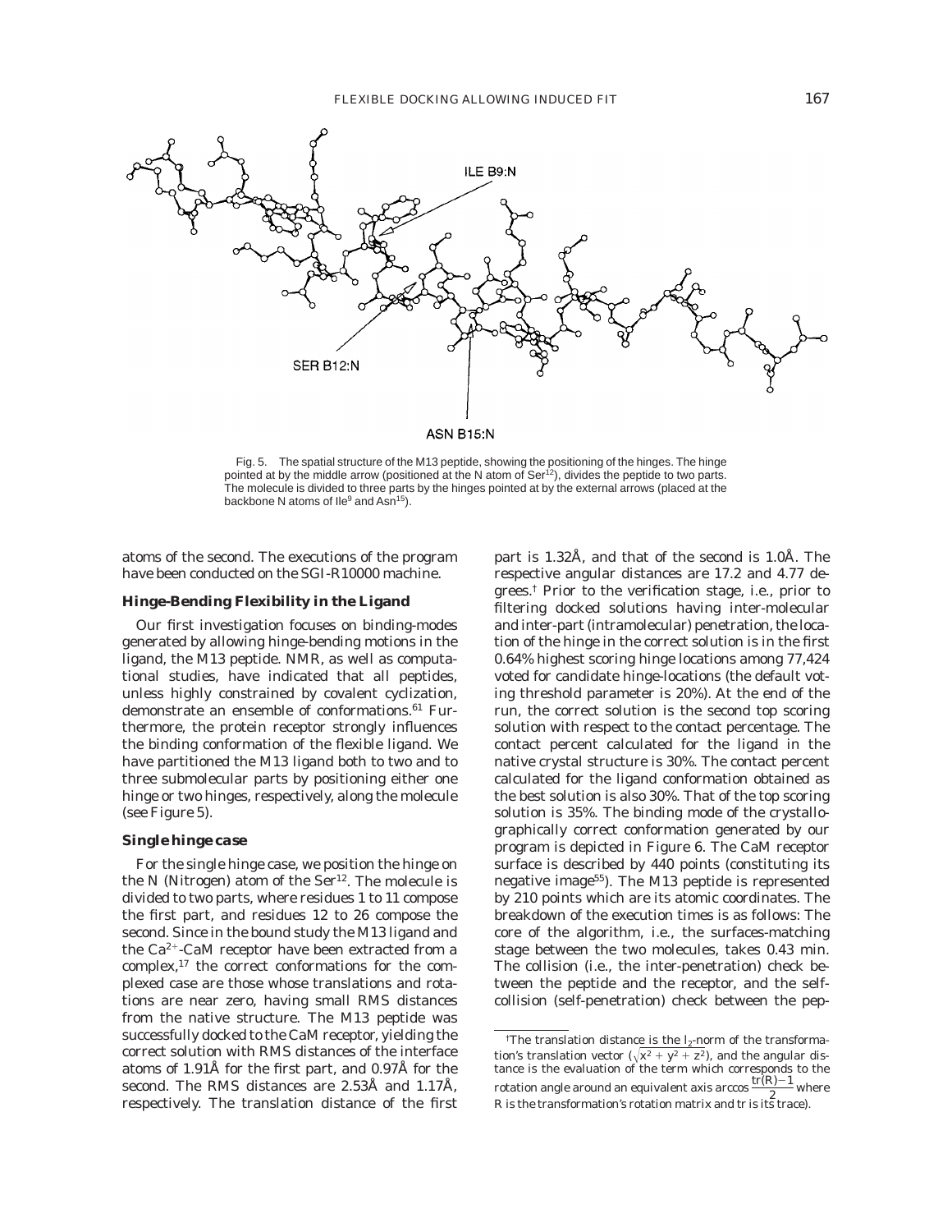Fig. 5. The spatial structure of the M13 peptide, showing the positioning of the hinges. The hinge pointed at by the middle arrow (positioned at the N atom of Ser[12]), divides the peptide to two parts. The molecule is divided to three parts by the hinges pointed at by the external arrows (placed at the backbone N atoms of Ile[9] and Asn[15]).

atoms of the second. The executions of the program have been conducted on the SGI-R10000 machine.

### Hinge-Bending Flexibility in the Ligand

Our first investigation focuses on binding-modes generated by allowing hinge-bending motions in the ligand, the M13 peptide. NMR, as well as computational studies, have indicated that all peptides, unless highly constrained by covalent cyclization, demonstrate an ensemble of conformations.[61] Furthermore, the protein receptor strongly influences the binding conformation of the flexible ligand. We have partitioned the M13 ligand both to two and to three submolecular parts by positioning either one hinge or two hinges, respectively, along the molecule (see Figure 5).

#### Single hinge case

For the single hinge case, we position the hinge on the N (Nitrogen) atom of the Ser[12]. The molecule is divided to two parts, where residues 1 to 11 compose the first part, and residues 12 to 26 compose the second. Since in the bound study the M13 ligand and the $Ca^{2+}$-CaM receptor have been extracted from a complex,[17] the correct conformations for the complexed case are those whose translations and rotations are near zero, having small RMS distances from the native structure. The M13 peptide was successfully docked to the CaM receptor, yielding the correct solution with RMS distances of the interface atoms of 1.91Å for the first part, and 0.97Å for the second. The RMS distances are 2.53Å and 1.17Å, respectively. The translation distance of the first part is 1.32Å, and that of the second is 1.0Å. The respective angular distances are 17.2 and 4.77 degrees.† Prior to the verification stage, i.e., prior to filtering docked solutions having inter-molecular and inter-part (intramolecular) penetration, the location of the hinge in the correct solution is in the first 0.64% highest scoring hinge locations among 77,424 voted for candidate hinge-locations (the default voting threshold parameter is 20%). At the end of the run, the correct solution is the second top scoring solution with respect to the contact percentage. The contact percent calculated for the ligand in the native crystal structure is 30%. The contact percent calculated for the ligand conformation obtained as the best solution is also 30%. That of the top scoring solution is 35%. The binding mode of the crystallographically correct conformation generated by our program is depicted in Figure 6. The CaM receptor surface is described by 440 points (constituting its negative image[55]). The M13 peptide is represented by 210 points which are its atomic coordinates. The breakdown of the execution times is as follows: The core of the algorithm, i.e., the surfaces-matching stage between the two molecules, takes 0.43 min. The collision (i.e., the inter-penetration) check between the peptide and the receptor, and the self-collision (self-penetration) check between the pep-

†The translation distance is the $l_2$-norm of the transformation's translation vector ($\sqrt{x^2 + y^2 + z^2}$), and the angular distance is the evaluation of the term which corresponds to the rotation angle around an equivalent axis $\arccos \frac{tr(R)-1}{2}$ where R is the transformation's rotation matrix and tr is its trace).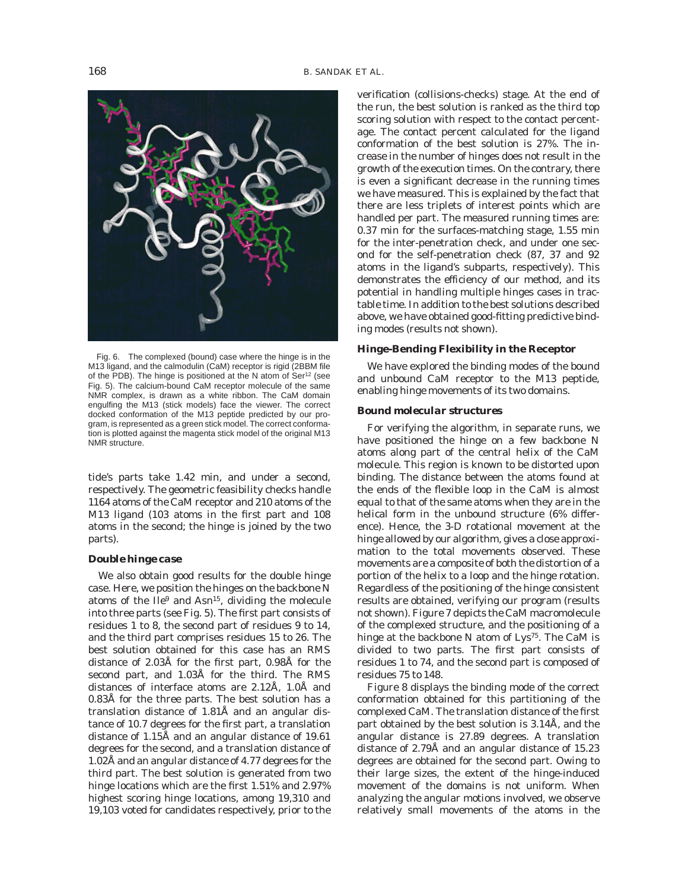Fig. 6. The complexed (bound) case where the hinge is in the M13 ligand, and the calmodulin (CaM) receptor is rigid (2BBM file of the PDB). The hinge is positioned at the N atom of Ser[12] (see Fig. 5). The calcium-bound CaM receptor molecule of the same NMR complex, is drawn as a white ribbon. The CaM domain engulfing the M13 (stick models) face the viewer. The correct docked conformation of the M13 peptide predicted by our program, is represented as a green stick model. The correct conformation is plotted against the magenta stick model of the original M13 NMR structure.

tide's parts take 1.42 min, and under a second, respectively. The geometric feasibility checks handle 1164 atoms of the CaM receptor and 210 atoms of the M13 ligand (103 atoms in the first part and 108 atoms in the second; the hinge is joined by the two parts).

### Double hinge case

We also obtain good results for the double hinge case. Here, we position the hinges on the backbone N atoms of the Ile[9] and Asn[15], dividing the molecule into three parts (see Fig. 5). The first part consists of residues 1 to 8, the second part of residues 9 to 14, and the third part comprises residues 15 to 26. The best solution obtained for this case has an RMS distance of 2.03Å for the first part, 0.98Å for the second part, and 1.03Å for the third. The RMS distances of interface atoms are 2.12Å, 1.0Å and 0.83Å for the three parts. The best solution has a translation distance of 1.81Å and an angular distance of 10.7 degrees for the first part, a translation distance of 1.15Å and an angular distance of 19.61 degrees for the second, and a translation distance of 1.02Å and an angular distance of 4.77 degrees for the third part. The best solution is generated from two hinge locations which are the first 1.51% and 2.97% highest scoring hinge locations, among 19,310 and 19,103 voted for candidates respectively, prior to the verification (collisions-checks) stage. At the end of the run, the best solution is ranked as the third top scoring solution with respect to the contact percentage. The contact percent calculated for the ligand conformation of the best solution is 27%. The increase in the number of hinges does not result in the growth of the execution times. On the contrary, there is even a significant decrease in the running times we have measured. This is explained by the fact that there are less triplets of interest points which are handled per part. The measured running times are: 0.37 min for the surfaces-matching stage, 1.55 min for the inter-penetration check, and under one second for the self-penetration check (87, 37 and 92 atoms in the ligand's subparts, respectively). This demonstrates the efficiency of our method, and its potential in handling multiple hinges cases in tractable time. In addition to the best solutions described above, we have obtained good-fitting predictive binding modes (results not shown).

## Hinge-Bending Flexibility in the Receptor

We have explored the binding modes of the bound and unbound CaM receptor to the M13 peptide, enabling hinge movements of its two domains.

### Bound molecular structures

For verifying the algorithm, in separate runs, we have positioned the hinge on a few backbone N atoms along part of the central helix of the CaM molecule. This region is known to be distorted upon binding. The distance between the atoms found at the ends of the flexible loop in the CaM is almost equal to that of the same atoms when they are in the helical form in the unbound structure (6% difference). Hence, the 3-D rotational movement at the hinge allowed by our algorithm, gives a close approximation to the total movements observed. These movements are a composite of both the distortion of a portion of the helix to a loop and the hinge rotation. Regardless of the positioning of the hinge consistent results are obtained, verifying our program (results not shown). Figure 7 depicts the CaM macromolecule of the complexed structure, and the positioning of a hinge at the backbone N atom of Lys[75]. The CaM is divided to two parts. The first part consists of residues 1 to 74, and the second part is composed of residues 75 to 148.

Figure 8 displays the binding mode of the correct conformation obtained for this partitioning of the complexed CaM. The translation distance of the first part obtained by the best solution is 3.14Å, and the angular distance is 27.89 degrees. A translation distance of 2.79Å and an angular distance of 15.23 degrees are obtained for the second part. Owing to their large sizes, the extent of the hinge-induced movement of the domains is not uniform. When analyzing the angular motions involved, we observe relatively small movements of the atoms in the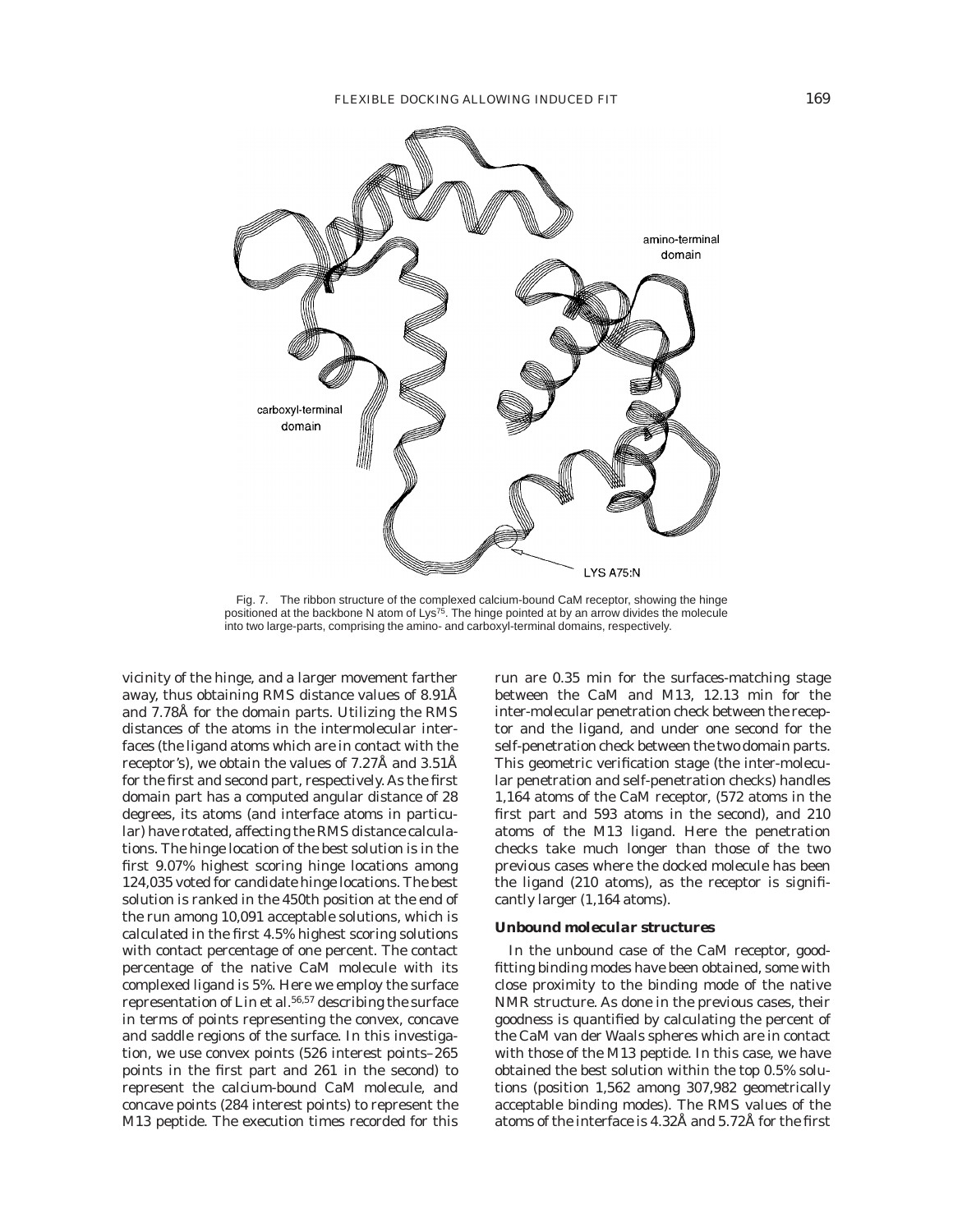Fig. 7. The ribbon structure of the complexed calcium-bound CaM receptor, showing the hinge positioned at the backbone N atom of $Lys^{75}$. The hinge pointed at by an arrow divides the molecule into two large-parts, comprising the amino- and carboxyl-terminal domains, respectively.

vicinity of the hinge, and a larger movement farther away, thus obtaining RMS distance values of 8.91Å and 7.78Å for the domain parts. Utilizing the RMS distances of the atoms in the intermolecular interfaces (the ligand atoms which are in contact with the receptor's), we obtain the values of 7.27Å and 3.51Å for the first and second part, respectively. As the first domain part has a computed angular distance of 28 degrees, its atoms (and interface atoms in particular) have rotated, affecting the RMS distance calculations. The hinge location of the best solution is in the first 9.07% highest scoring hinge locations among 124,035 voted for candidate hinge locations. The best solution is ranked in the 450th position at the end of the run among 10,091 acceptable solutions, which is calculated in the first 4.5% highest scoring solutions with contact percentage of one percent. The contact percentage of the native CaM molecule with its complexed ligand is 5%. Here we employ the surface representation of Lin et al.[56,57] describing the surface in terms of points representing the convex, concave and saddle regions of the surface. In this investigation, we use convex points (526 interest points–265 points in the first part and 261 in the second) to represent the calcium-bound CaM molecule, and concave points (284 interest points) to represent the M13 peptide. The execution times recorded for this run are 0.35 min for the surfaces-matching stage between the CaM and M13, 12.13 min for the inter-molecular penetration check between the receptor and the ligand, and under one second for the self-penetration check between the two domain parts. This geometric verification stage (the inter-molecular penetration and self-penetration checks) handles 1,164 atoms of the CaM receptor, (572 atoms in the first part and 593 atoms in the second), and 210 atoms of the M13 ligand. Here the penetration checks take much longer than those of the two previous cases where the docked molecule has been the ligand (210 atoms), as the receptor is significantly larger (1,164 atoms).

### *Unbound molecular structures*

In the unbound case of the CaM receptor, good-fitting binding modes have been obtained, some with close proximity to the binding mode of the native NMR structure. As done in the previous cases, their goodness is quantified by calculating the percent of the CaM van der Waals spheres which are in contact with those of the M13 peptide. In this case, we have obtained the best solution within the top 0.5% solutions (position 1,562 among 307,982 geometrically acceptable binding modes). The RMS values of the atoms of the interface is 4.32Å and 5.72Å for the first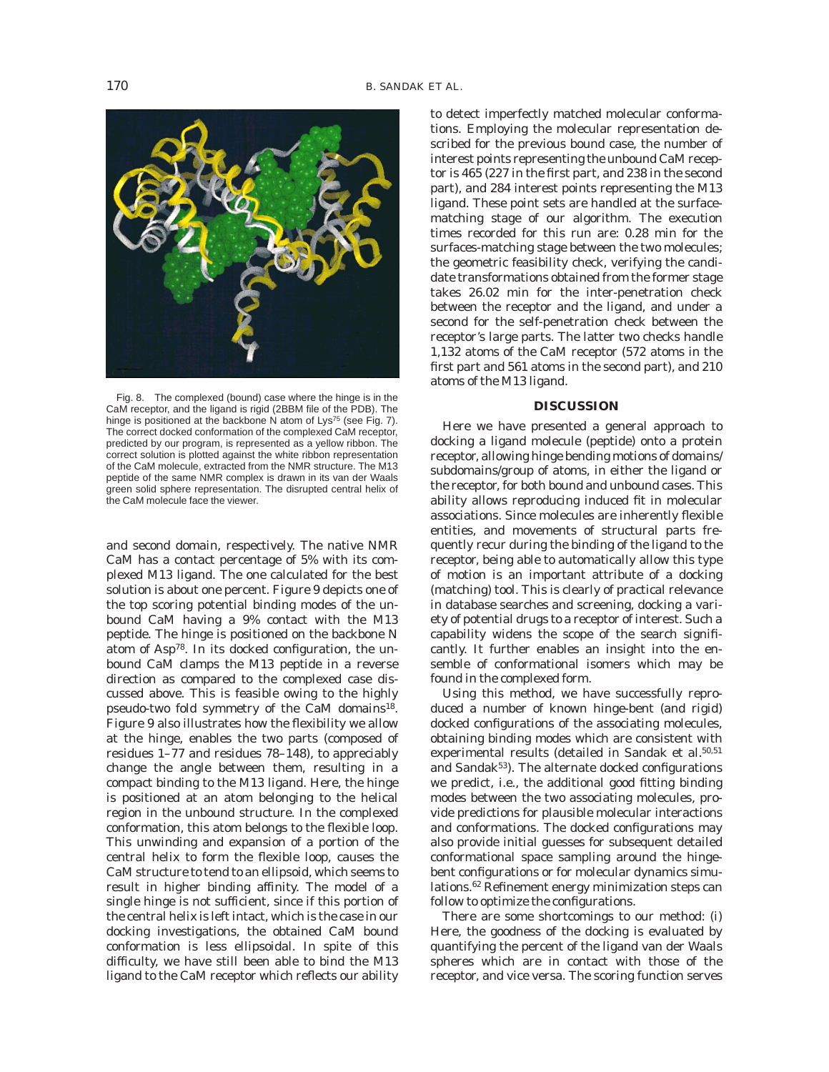Fig. 8. The complexed (bound) case where the hinge is in the CaM receptor, and the ligand is rigid (2BBM file of the PDB). The hinge is positioned at the backbone N atom of Lys[75] (see Fig. 7). The correct docked conformation of the complexed CaM receptor, predicted by our program, is represented as a yellow ribbon. The correct solution is plotted against the white ribbon representation of the CaM molecule, extracted from the NMR structure. The M13 peptide of the same NMR complex is drawn in its van der Waals green solid sphere representation. The disrupted central helix of the CaM molecule face the viewer.

and second domain, respectively. The native NMR CaM has a contact percentage of 5% with its complexed M13 ligand. The one calculated for the best solution is about one percent. Figure 9 depicts one of the top scoring potential binding modes of the unbound CaM having a 9% contact with the M13 peptide. The hinge is positioned on the backbone N atom of Asp[78]. In its docked configuration, the unbound CaM clamps the M13 peptide in a reverse direction as compared to the complexed case discussed above. This is feasible owing to the highly pseudo-two fold symmetry of the CaM domains[18]. Figure 9 also illustrates how the flexibility we allow at the hinge, enables the two parts (composed of residues 1–77 and residues 78–148), to appreciably change the angle between them, resulting in a compact binding to the M13 ligand. Here, the hinge is positioned at an atom belonging to the helical region in the unbound structure. In the complexed conformation, this atom belongs to the flexible loop. This unwinding and expansion of a portion of the central helix to form the flexible loop, causes the CaM structure to tend to an ellipsoid, which seems to result in higher binding affinity. The model of a single hinge is not sufficient, since if this portion of the central helix is left intact, which is the case in our docking investigations, the obtained CaM bound conformation is less ellipsoidal. In spite of this difficulty, we have still been able to bind the M13 ligand to the CaM receptor which reflects our ability to detect imperfectly matched molecular conformations. Employing the molecular representation described for the previous bound case, the number of interest points representing the unbound CaM receptor is 465 (227 in the first part, and 238 in the second part), and 284 interest points representing the M13 ligand. These point sets are handled at the surface-matching stage of our algorithm. The execution times recorded for this run are: 0.28 min for the surfaces-matching stage between the two molecules; the geometric feasibility check, verifying the candidate transformations obtained from the former stage takes 26.02 min for the inter-penetration check between the receptor and the ligand, and under a second for the self-penetration check between the receptor's large parts. The latter two checks handle 1,132 atoms of the CaM receptor (572 atoms in the first part and 561 atoms in the second part), and 210 atoms of the M13 ligand.

## DISCUSSION

Here we have presented a general approach to docking a ligand molecule (peptide) onto a protein receptor, allowing hinge bending motions of domains/subdomains/group of atoms, in either the ligand or the receptor, for both bound and unbound cases. This ability allows reproducing induced fit in molecular associations. Since molecules are inherently flexible entities, and movements of structural parts frequently recur during the binding of the ligand to the receptor, being able to automatically allow this type of motion is an important attribute of a docking (matching) tool. This is clearly of practical relevance in database searches and screening, docking a variety of potential drugs to a receptor of interest. Such a capability widens the scope of the search significantly. It further enables an insight into the ensemble of conformational isomers which may be found in the complexed form.

Using this method, we have successfully reproduced a number of known hinge-bent (and rigid) docked configurations of the associating molecules, obtaining binding modes which are consistent with experimental results (detailed in Sandak et al.[50,51] and Sandak[53]). The alternate docked configurations we predict, i.e., the additional good fitting binding modes between the two associating molecules, provide predictions for plausible molecular interactions and conformations. The docked configurations may also provide initial guesses for subsequent detailed conformational space sampling around the hinge-bent configurations or for molecular dynamics simulations.[62] Refinement energy minimization steps can follow to optimize the configurations.

There are some shortcomings to our method: (i) Here, the goodness of the docking is evaluated by quantifying the percent of the ligand van der Waals spheres which are in contact with those of the receptor, and vice versa. The scoring function serves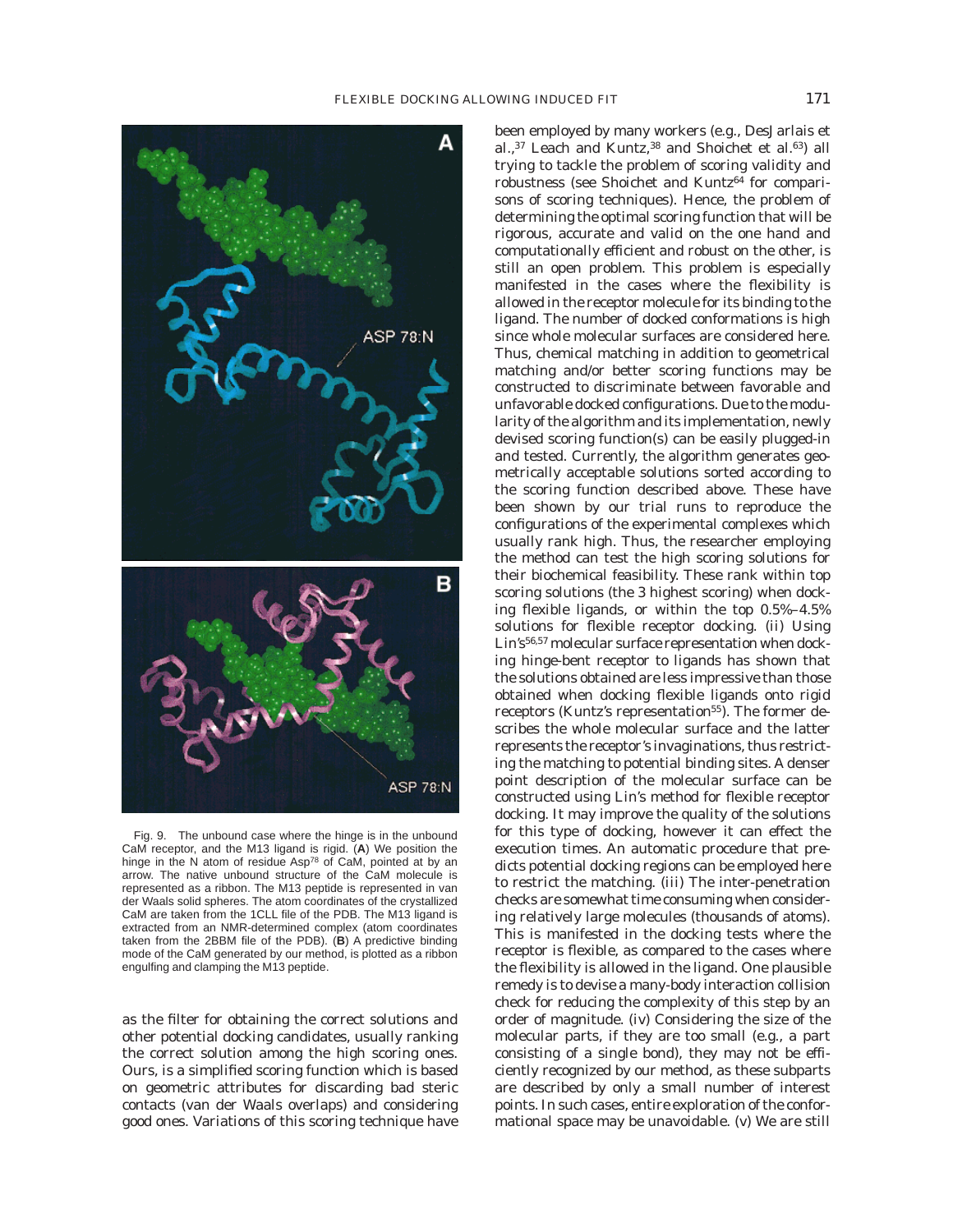Fig. 9. The unbound case where the hinge is in the unbound CaM receptor, and the M13 ligand is rigid. (**A**) We position the hinge in the N atom of residue Asp[78] of CaM, pointed at by an arrow. The native unbound structure of the CaM molecule is represented as a ribbon. The M13 peptide is represented in van der Waals solid spheres. The atom coordinates of the crystallized CaM are taken from the 1CLL file of the PDB. The M13 ligand is extracted from an NMR-determined complex (atom coordinates taken from the 2BBM file of the PDB). (**B**) A predictive binding mode of the CaM generated by our method, is plotted as a ribbon engulfing and clamping the M13 peptide.

as the filter for obtaining the correct solutions and other potential docking candidates, usually ranking the correct solution among the high scoring ones. Ours, is a simplified scoring function which is based on geometric attributes for discarding bad steric contacts (van der Waals overlaps) and considering good ones. Variations of this scoring technique have been employed by many workers (e.g., DesJarlais et al.,[37] Leach and Kuntz,[38] and Shoichet et al.[63]) all trying to tackle the problem of scoring validity and robustness (see Shoichet and Kuntz[64] for comparisons of scoring techniques). Hence, the problem of determining the optimal scoring function that will be rigorous, accurate and valid on the one hand and computationally efficient and robust on the other, is still an open problem. This problem is especially manifested in the cases where the flexibility is allowed in the receptor molecule for its binding to the ligand. The number of docked conformations is high since whole molecular surfaces are considered here. Thus, chemical matching in addition to geometrical matching and/or better scoring functions may be constructed to discriminate between favorable and unfavorable docked configurations. Due to the modularity of the algorithm and its implementation, newly devised scoring function(s) can be easily plugged-in and tested. Currently, the algorithm generates geometrically acceptable solutions sorted according to the scoring function described above. These have been shown by our trial runs to reproduce the configurations of the experimental complexes which usually rank high. Thus, the researcher employing the method can test the high scoring solutions for their biochemical feasibility. These rank within top scoring solutions (the 3 highest scoring) when docking flexible ligands, or within the top 0.5%–4.5% solutions for flexible receptor docking. (ii) Using Lin's[56,57] molecular surface representation when docking hinge-bent receptor to ligands has shown that the solutions obtained are less impressive than those obtained when docking flexible ligands onto rigid receptors (Kuntz's representation[55]). The former describes the whole molecular surface and the latter represents the receptor's invaginations, thus restricting the matching to potential binding sites. A denser point description of the molecular surface can be constructed using Lin's method for flexible receptor docking. It may improve the quality of the solutions for this type of docking, however it can effect the execution times. An automatic procedure that predicts potential docking regions can be employed here to restrict the matching. (iii) The inter-penetration checks are somewhat time consuming when considering relatively large molecules (thousands of atoms). This is manifested in the docking tests where the receptor is flexible, as compared to the cases where the flexibility is allowed in the ligand. One plausible remedy is to devise a many-body interaction collision check for reducing the complexity of this step by an order of magnitude. (iv) Considering the size of the molecular parts, if they are too small (e.g., a part consisting of a single bond), they may not be efficiently recognized by our method, as these subparts are described by only a small number of interest points. In such cases, entire exploration of the conformational space may be unavoidable. (v) We are still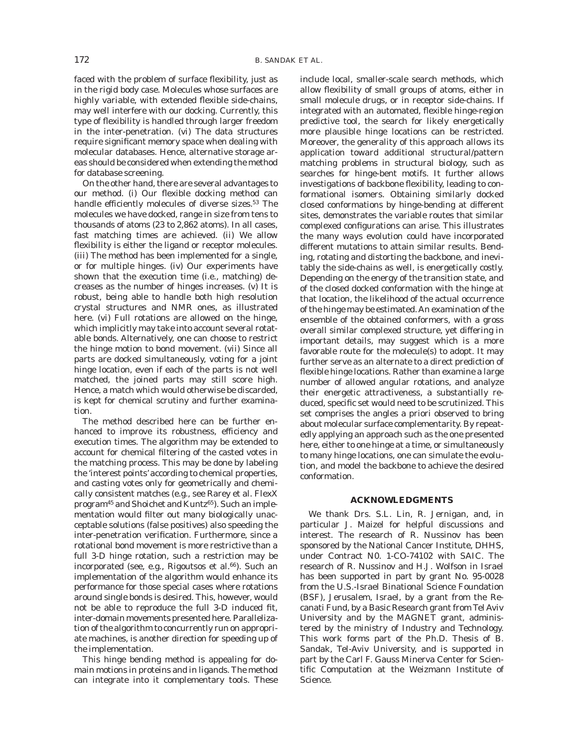faced with the problem of surface flexibility, just as in the rigid body case. Molecules whose surfaces are highly variable, with extended flexible side-chains, may well interfere with our docking. Currently, this type of flexibility is handled through larger freedom in the inter-penetration. (vi) The data structures require significant memory space when dealing with molecular databases. Hence, alternative storage areas should be considered when extending the method for database screening.

On the other hand, there are several advantages to our method. (i) Our flexible docking method can handle efficiently molecules of diverse sizes.[53] The molecules we have docked, range in size from tens to thousands of atoms (23 to 2,862 atoms). In all cases, fast matching times are achieved. (ii) We allow flexibility is either the ligand or receptor molecules. (iii) The method has been implemented for a single, or for multiple hinges. (iv) Our experiments have shown that the execution time (i.e., matching) decreases as the number of hinges increases. (v) It is robust, being able to handle both high resolution crystal structures and NMR ones, as illustrated here. (vi) Full rotations are allowed on the hinge, which implicitly may take into account several rotatable bonds. Alternatively, one can choose to restrict the hinge motion to bond movement. (vii) Since all parts are docked simultaneously, voting for a joint hinge location, even if each of the parts is not well matched, the joined parts may still score high. Hence, a match which would otherwise be discarded, is kept for chemical scrutiny and further examination.

The method described here can be further enhanced to improve its robustness, efficiency and execution times. The algorithm may be extended to account for chemical filtering of the casted votes in the matching process. This may be done by labeling the 'interest points' according to chemical properties, and casting votes only for geometrically and chemically consistent matches (e.g., see Rarey et al. FlexX program[45] and Shoichet and Kuntz[65]). Such an implementation would filter out many biologically unacceptable solutions (false positives) also speeding the inter-penetration verification. Furthermore, since a rotational bond movement is more restrictive than a full 3-D hinge rotation, such a restriction may be incorporated (see, e.g., Rigoutsos et al.[66]). Such an implementation of the algorithm would enhance its performance for those special cases where rotations around single bonds is desired. This, however, would not be able to reproduce the full 3-D induced fit, inter-domain movements presented here. Parallelization of the algorithm to concurrently run on appropriate machines, is another direction for speeding up of the implementation.

This hinge bending method is appealing for domain motions in proteins and in ligands. The method can integrate into it complementary tools. These include local, smaller-scale search methods, which allow flexibility of small groups of atoms, either in small molecule drugs, or in receptor side-chains. If integrated with an automated, flexible hinge-region predictive tool, the search for likely energetically more plausible hinge locations can be restricted. Moreover, the generality of this approach allows its application toward additional structural/pattern matching problems in structural biology, such as searches for hinge-bent motifs. It further allows investigations of backbone flexibility, leading to conformational isomers. Obtaining similarly docked closed conformations by hinge-bending at different sites, demonstrates the variable routes that similar complexed configurations can arise. This illustrates the many ways evolution could have incorporated different mutations to attain similar results. Bending, rotating and distorting the backbone, and inevitably the side-chains as well, is energetically costly. Depending on the energy of the transition state, and of the closed docked conformation with the hinge at that location, the likelihood of the actual occurrence of the hinge may be estimated. An examination of the ensemble of the obtained conformers, with a gross overall similar complexed structure, yet differing in important details, may suggest which is a more favorable route for the molecule(s) to adopt. It may further serve as an alternate to a direct prediction of flexible hinge locations. Rather than examine a large number of allowed angular rotations, and analyze their energetic attractiveness, a substantially reduced, specific set would need to be scrutinized. This set comprises the angles a priori observed to bring about molecular surface complementarity. By repeatedly applying an approach such as the one presented here, either to one hinge at a time, or simultaneously to many hinge locations, one can simulate the evolution, and model the backbone to achieve the desired conformation.

## ACKNOWLEDGMENTS

We thank Drs. S.L. Lin, R. Jernigan, and, in particular J. Maizel for helpful discussions and interest. The research of R. Nussinov has been sponsored by the National Cancer Institute, DHHS, under Contract N0. 1-CO-74102 with SAIC. The research of R. Nussinov and H.J. Wolfson in Israel has been supported in part by grant No. 95-0028 from the U.S.-Israel Binational Science Foundation (BSF), Jerusalem, Israel, by a grant from the Recanati Fund, by a Basic Research grant from Tel Aviv University and by the MAGNET grant, administered by the ministry of Industry and Technology. This work forms part of the Ph.D. Thesis of B. Sandak, Tel-Aviv University, and is supported in part by the Carl F. Gauss Minerva Center for Scientific Computation at the Weizmann Institute of Science.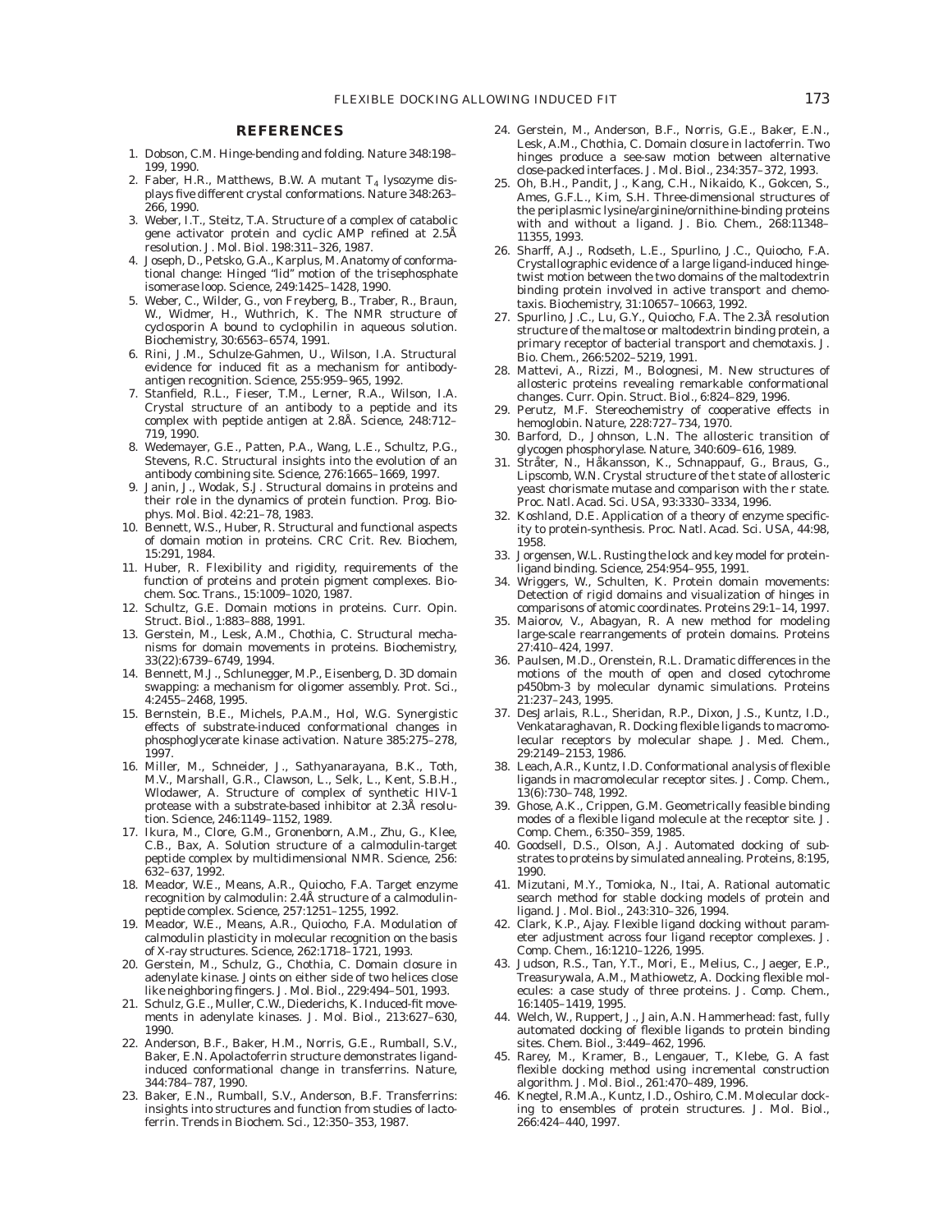## REFERENCES

1. Dobson, C.M. Hinge-bending and folding. Nature 348:198–199, 1990.
2. Faber, H.R., Matthews, B.W. A mutant $T_4$ lysozyme displays five different crystal conformations. Nature 348:263–266, 1990.
3. Weber, I.T., Steitz, T.A. Structure of a complex of catabolic gene activator protein and cyclic AMP refined at 2.5Å resolution. J. Mol. Biol. 198:311–326, 1987.
4. Joseph, D., Petsko, G.A., Karplus, M. Anatomy of conformational change: Hinged "lid" motion of the trisephosphate isomerase loop. Science, 249:1425–1428, 1990.
5. Weber, C., Wilder, G., von Freyberg, B., Traber, R., Braun, W., Widmer, H., Wuthrich, K. The NMR structure of cyclosporin A bound to cyclophilin in aqueous solution. Biochemistry, 30:6563–6574, 1991.
6. Rini, J.M., Schulze-Gahmen, U., Wilson, I.A. Structural evidence for induced fit as a mechanism for antibody-antigen recognition. Science, 255:959–965, 1992.
7. Stanfield, R.L., Fieser, T.M., Lerner, R.A., Wilson, I.A. Crystal structure of an antibody to a peptide and its complex with peptide antigen at 2.8Å. Science, 248:712–719, 1990.
8. Wedemayer, G.E., Patten, P.A., Wang, L.E., Schultz, P.G., Stevens, R.C. Structural insights into the evolution of an antibody combining site. Science, 276:1665–1669, 1997.
9. Janin, J., Wodak, S.J. Structural domains in proteins and their role in the dynamics of protein function. Prog. Biophys. Mol. Biol. 42:21–78, 1983.
10. Bennett, W.S., Huber, R. Structural and functional aspects of domain motion in proteins. CRC Crit. Rev. Biochem, 15:291, 1984.
11. Huber, R. Flexibility and rigidity, requirements of the function of proteins and protein pigment complexes. Biochem. Soc. Trans., 15:1009–1020, 1987.
12. Schultz, G.E. Domain motions in proteins. Curr. Opin. Struct. Biol., 1:883–888, 1991.
13. Gerstein, M., Lesk, A.M., Chothia, C. Structural mechanisms for domain movements in proteins. Biochemistry, 33(22):6739–6749, 1994.
14. Bennett, M.J., Schlunegger, M.P., Eisenberg, D. 3D domain swapping: a mechanism for oligomer assembly. Prot. Sci., 4:2455–2468, 1995.
15. Bernstein, B.E., Michels, P.A.M., Hol, W.G. Synergistic effects of substrate-induced conformational changes in phosphoglycerate kinase activation. Nature 385:275–278, 1997.
16. Miller, M., Schneider, J., Sathyanarayana, B.K., Toth, M.V., Marshall, G.R., Clawson, L., Selk, L., Kent, S.B.H., Wlodawer, A. Structure of complex of synthetic HIV-1 protease with a substrate-based inhibitor at 2.3Å resolution. Science, 246:1149–1152, 1989.
17. Ikura, M., Clore, G.M., Gronenborn, A.M., Zhu, G., Klee, C.B., Bax, A. Solution structure of a calmodulin-target peptide complex by multidimensional NMR. Science, 256: 632–637, 1992.
18. Meador, W.E., Means, A.R., Quiocho, F.A. Target enzyme recognition by calmodulin: 2.4Å structure of a calmodulin-peptide complex. Science, 257:1251–1255, 1992.
19. Meador, W.E., Means, A.R., Quiocho, F.A. Modulation of calmodulin plasticity in molecular recognition on the basis of X-ray structures. Science, 262:1718–1721, 1993.
20. Gerstein, M., Schulz, G., Chothia, C. Domain closure in adenylate kinase. Joints on either side of two helices close like neighboring fingers. J. Mol. Biol., 229:494–501, 1993.
21. Schulz, G.E., Muller, C.W., Diederichs, K. Induced-fit movements in adenylate kinases. J. Mol. Biol., 213:627–630, 1990.
22. Anderson, B.F., Baker, H.M., Norris, G.E., Rumball, S.V., Baker, E.N. Apolactoferrin structure demonstrates ligand-induced conformational change in transferrins. Nature, 344:784–787, 1990.
23. Baker, E.N., Rumball, S.V., Anderson, B.F. Transferrins: insights into structures and function from studies of lactoferrin. Trends in Biochem. Sci., 12:350–353, 1987.
24. Gerstein, M., Anderson, B.F., Norris, G.E., Baker, E.N., Lesk, A.M., Chothia, C. Domain closure in lactoferrin. Two hinges produce a see-saw motion between alternative close-packed interfaces. J. Mol. Biol., 234:357–372, 1993.
25. Oh, B.H., Pandit, J., Kang, C.H., Nikaido, K., Gokcen, S., Ames, G.F.L., Kim, S.H. Three-dimensional structures of the periplasmic lysine/arginine/ornithine-binding proteins with and without a ligand. J. Bio. Chem., 268:11348–11355, 1993.
26. Sharff, A.J., Rodseth, L.E., Spurlino, J.C., Quiocho, F.A. Crystallographic evidence of a large ligand-induced hinge-twist motion between the two domains of the maltodextrin binding protein involved in active transport and chemotaxis. Biochemistry, 31:10657–10663, 1992.
27. Spurlino, J.C., Lu, G.Y., Quiocho, F.A. The 2.3Å resolution structure of the maltose or maltodextrin binding protein, a primary receptor of bacterial transport and chemotaxis. J. Bio. Chem., 266:5202–5219, 1991.
28. Mattevi, A., Rizzi, M., Bolognesi, M. New structures of allosteric proteins revealing remarkable conformational changes. Curr. Opin. Struct. Biol., 6:824–829, 1996.
29. Perutz, M.F. Stereochemistry of cooperative effects in hemoglobin. Nature, 228:727–734, 1970.
30. Barford, D., Johnson, L.N. The allosteric transition of glycogen phosphorylase. Nature, 340:609–616, 1989.
31. Sträter, N., Håkansson, K., Schnappauf, G., Braus, G., Lipscomb, W.N. Crystal structure of the t state of allosteric yeast chorismate mutase and comparison with the r state. Proc. Natl. Acad. Sci. USA, 93:3330–3334, 1996.
32. Koshland, D.E. Application of a theory of enzyme specificity to protein-synthesis. Proc. Natl. Acad. Sci. USA, 44:98, 1958.
33. Jorgensen, W.L. Rusting the lock and key model for protein-ligand binding. Science, 254:954–955, 1991.
34. Wriggers, W., Schulten, K. Protein domain movements: Detection of rigid domains and visualization of hinges in comparisons of atomic coordinates. Proteins 29:1–14, 1997.
35. Maiorov, V., Abagyan, R. A new method for modeling large-scale rearrangements of protein domains. Proteins 27:410–424, 1997.
36. Paulsen, M.D., Orenstein, R.L. Dramatic differences in the motions of the mouth of open and closed cytochrome p450bm-3 by molecular dynamic simulations. Proteins 21:237–243, 1995.
37. DesJarlais, R.L., Sheridan, R.P., Dixon, J.S., Kuntz, I.D., Venkataraghavan, R. Docking flexible ligands to macromolecular receptors by molecular shape. J. Med. Chem., 29:2149–2153, 1986.
38. Leach, A.R., Kuntz, I.D. Conformational analysis of flexible ligands in macromolecular receptor sites. J. Comp. Chem., 13(6):730–748, 1992.
39. Ghose, A.K., Crippen, G.M. Geometrically feasible binding modes of a flexible ligand molecule at the receptor site. J. Comp. Chem., 6:350–359, 1985.
40. Goodsell, D.S., Olson, A.J. Automated docking of substrates to proteins by simulated annealing. Proteins, 8:195, 1990.
41. Mizutani, M.Y., Tomioka, N., Itai, A. Rational automatic search method for stable docking models of protein and ligand. J. Mol. Biol., 243:310–326, 1994.
42. Clark, K.P., Ajay. Flexible ligand docking without parameter adjustment across four ligand receptor complexes. J. Comp. Chem., 16:1210–1226, 1995.
43. Judson, R.S., Tan, Y.T., Mori, E., Melius, C., Jaeger, E.P., Treasurywala, A.M., Mathiowetz, A. Docking flexible molecules: a case study of three proteins. J. Comp. Chem., 16:1405–1419, 1995.
44. Welch, W., Ruppert, J., Jain, A.N. Hammerhead: fast, fully automated docking of flexible ligands to protein binding sites. Chem. Biol., 3:449–462, 1996.
45. Rarey, M., Kramer, B., Lengauer, T., Klebe, G. A fast flexible docking method using incremental construction algorithm. J. Mol. Biol., 261:470–489, 1996.
46. Knegtel, R.M.A., Kuntz, I.D., Oshiro, C.M. Molecular docking to ensembles of protein structures. J. Mol. Biol., 266:424–440, 1997.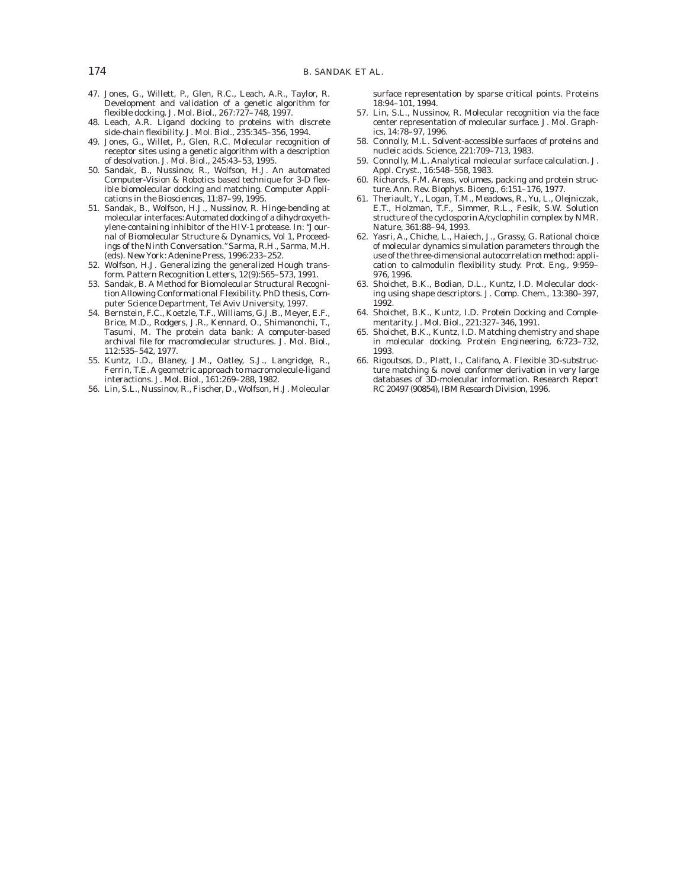47. Jones, G., Willett, P., Glen, R.C., Leach, A.R., Taylor, R. Development and validation of a genetic algorithm for flexible docking. J. Mol. Biol., 267:727–748, 1997.
48. Leach, A.R. Ligand docking to proteins with discrete side-chain flexibility. J. Mol. Biol., 235:345–356, 1994.
49. Jones, G., Willet, P., Glen, R.C. Molecular recognition of receptor sites using a genetic algorithm with a description of desolvation. J. Mol. Biol., 245:43–53, 1995.
50. Sandak, B., Nussinov, R., Wolfson, H.J. An automated Computer-Vision & Robotics based technique for 3-D flexible biomolecular docking and matching. Computer Applications in the Biosciences, 11:87–99, 1995.
51. Sandak, B., Wolfson, H.J., Nussinov, R. Hinge-bending at molecular interfaces: Automated docking of a dihydroxyethylene-containing inhibitor of the HIV-1 protease. In: "Journal of Biomolecular Structure & Dynamics, Vol 1, Proceedings of the Ninth Conversation." Sarma, R.H., Sarma, M.H. (eds). New York: Adenine Press, 1996:233–252.
52. Wolfson, H.J. Generalizing the generalized Hough transform. Pattern Recognition Letters, 12(9):565–573, 1991.
53. Sandak, B. A Method for Biomolecular Structural Recognition Allowing Conformational Flexibility. PhD thesis, Computer Science Department, Tel Aviv University, 1997.
54. Bernstein, F.C., Koetzle, T.F., Williams, G.J.B., Meyer, E.F., Brice, M.D., Rodgers, J.R., Kennard, O., Shimanonchi, T., Tasumi, M. The protein data bank: A computer-based archival file for macromolecular structures. J. Mol. Biol., 112:535–542, 1977.
55. Kuntz, I.D., Blaney, J.M., Oatley, S.J., Langridge, R., Ferrin, T.E. A geometric approach to macromolecule-ligand interactions. J. Mol. Biol., 161:269–288, 1982.
56. Lin, S.L., Nussinov, R., Fischer, D., Wolfson, H.J. Molecular surface representation by sparse critical points. Proteins 18:94–101, 1994.
57. Lin, S.L., Nussinov, R. Molecular recognition via the face center representation of molecular surface. J. Mol. Graphics, 14:78–97, 1996.
58. Connolly, M.L. Solvent-accessible surfaces of proteins and nucleic acids. Science, 221:709–713, 1983.
59. Connolly, M.L. Analytical molecular surface calculation. J. Appl. Cryst., 16:548–558, 1983.
60. Richards, F.M. Areas, volumes, packing and protein structure. Ann. Rev. Biophys. Bioeng., 6:151–176, 1977.
61. Theriault, Y., Logan, T.M., Meadows, R., Yu, L., Olejniczak, E.T., Holzman, T.F., Simmer, R.L., Fesik, S.W. Solution structure of the cyclosporin A/cyclophilin complex by NMR. Nature, 361:88–94, 1993.
62. Yasri, A., Chiche, L., Haiech, J., Grassy, G. Rational choice of molecular dynamics simulation parameters through the use of the three-dimensional autocorrelation method: application to calmodulin flexibility study. Prot. Eng., 9:959–976, 1996.
63. Shoichet, B.K., Bodian, D.L., Kuntz, I.D. Molecular docking using shape descriptors. J. Comp. Chem., 13:380–397, 1992.
64. Shoichet, B.K., Kuntz, I.D. Protein Docking and Complementarity. J. Mol. Biol., 221:327–346, 1991.
65. Shoichet, B.K., Kuntz, I.D. Matching chemistry and shape in molecular docking. Protein Engineering, 6:723–732, 1993.
66. Rigoutsos, D., Platt, I., Califano, A. Flexible 3D-substructure matching & novel conformer derivation in very large databases of 3D-molecular information. Research Report RC 20497 (90854), IBM Research Division, 1996.